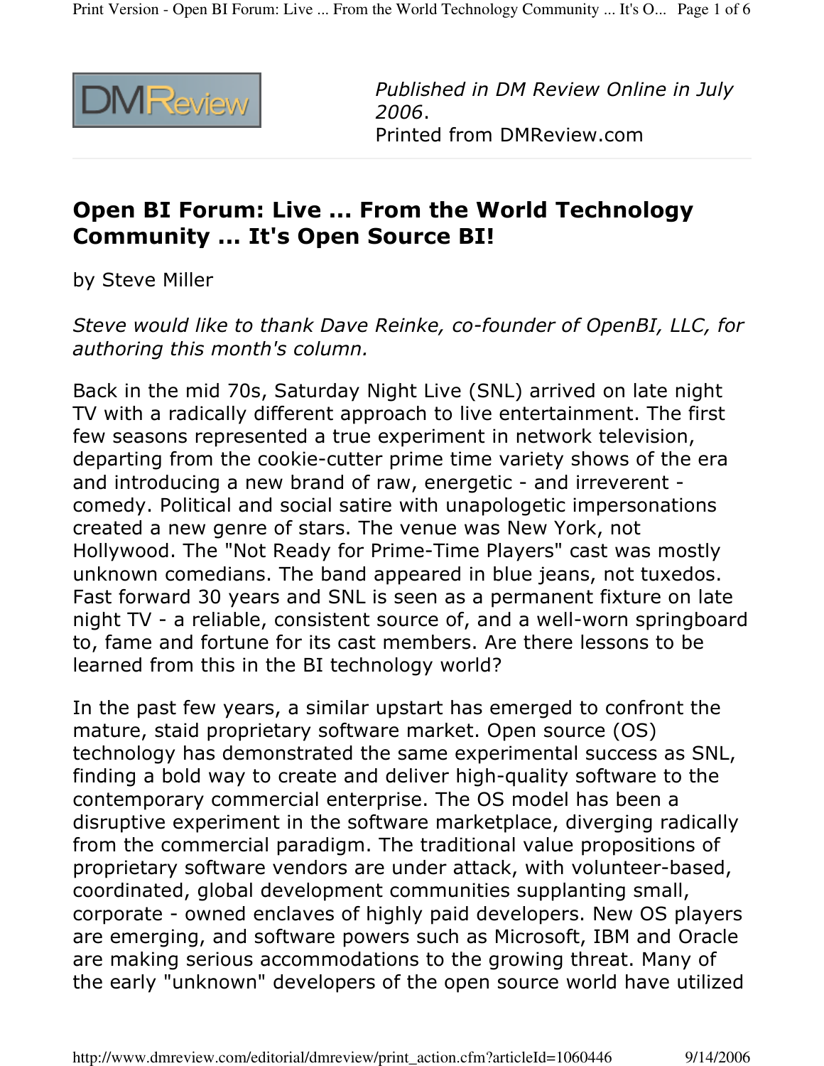*Published in DM Review Online in July 2006.*
Printed from DMReview.com

# Open BI Forum: Live ... From the World Technology Community ... It's Open Source BI!

by Steve Miller

*Steve would like to thank Dave Reinke, co-founder of OpenBI, LLC, for authoring this month's column.*

Back in the mid 70s, Saturday Night Live (SNL) arrived on late night TV with a radically different approach to live entertainment. The first few seasons represented a true experiment in network television, departing from the cookie-cutter prime time variety shows of the era and introducing a new brand of raw, energetic - and irreverent - comedy. Political and social satire with unapologetic impersonations created a new genre of stars. The venue was New York, not Hollywood. The "Not Ready for Prime-Time Players" cast was mostly unknown comedians. The band appeared in blue jeans, not tuxedos. Fast forward 30 years and SNL is seen as a permanent fixture on late night TV - a reliable, consistent source of, and a well-worn springboard to, fame and fortune for its cast members. Are there lessons to be learned from this in the BI technology world?

In the past few years, a similar upstart has emerged to confront the mature, staid proprietary software market. Open source (OS) technology has demonstrated the same experimental success as SNL, finding a bold way to create and deliver high-quality software to the contemporary commercial enterprise. The OS model has been a disruptive experiment in the software marketplace, diverging radically from the commercial paradigm. The traditional value propositions of proprietary software vendors are under attack, with volunteer-based, coordinated, global development communities supplanting small, corporate - owned enclaves of highly paid developers. New OS players are emerging, and software powers such as Microsoft, IBM and Oracle are making serious accommodations to the growing threat. Many of the early "unknown" developers of the open source world have utilized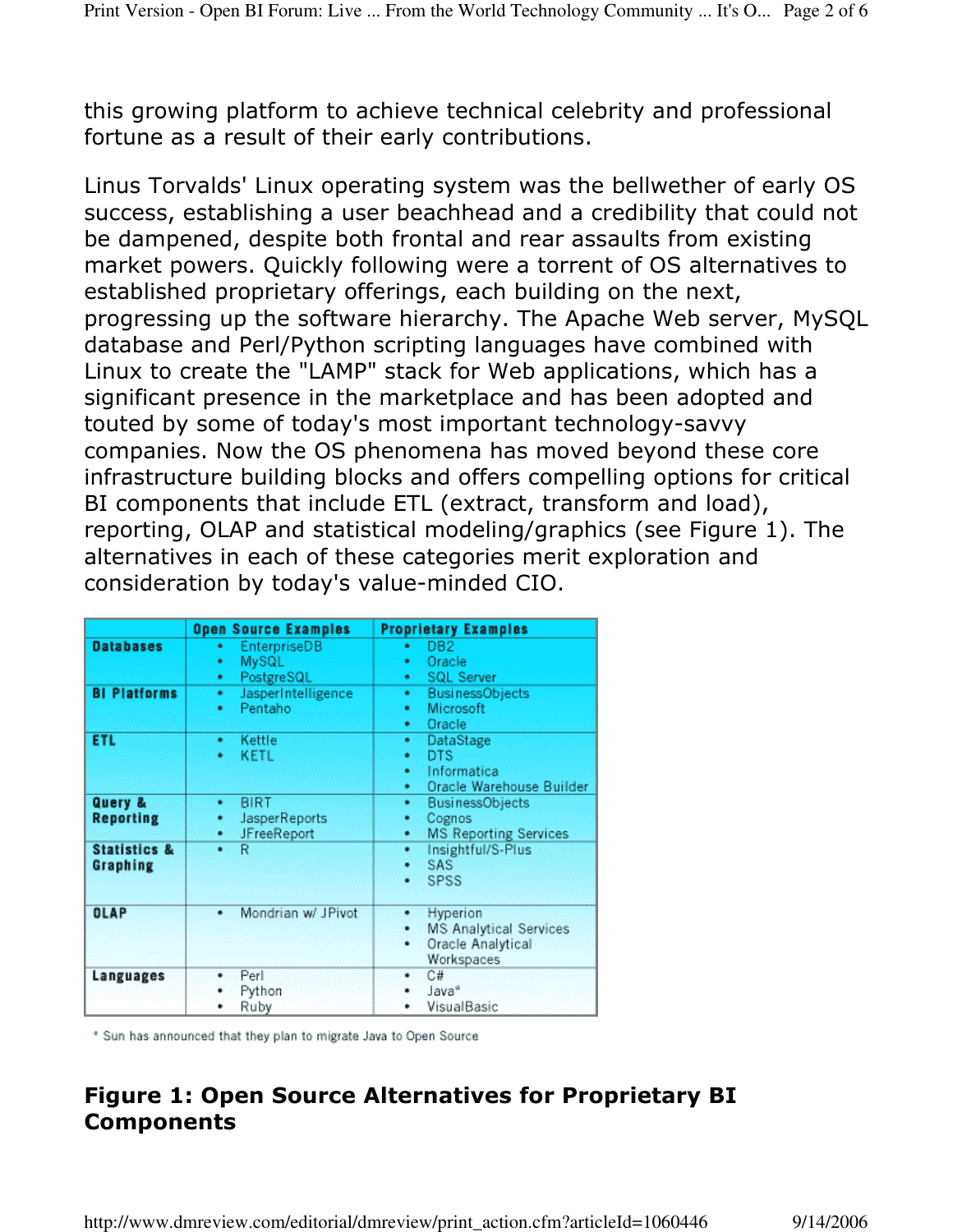this growing platform to achieve technical celebrity and professional fortune as a result of their early contributions.

Linus Torvalds' Linux operating system was the bellwether of early OS success, establishing a user beachhead and a credibility that could not be dampened, despite both frontal and rear assaults from existing market powers. Quickly following were a torrent of OS alternatives to established proprietary offerings, each building on the next, progressing up the software hierarchy. The Apache Web server, MySQL database and Perl/Python scripting languages have combined with Linux to create the "LAMP" stack for Web applications, which has a significant presence in the marketplace and has been adopted and touted by some of today's most important technology-savvy companies. Now the OS phenomena has moved beyond these core infrastructure building blocks and offers compelling options for critical BI components that include ETL (extract, transform and load), reporting, OLAP and statistical modeling/graphics (see Figure 1). The alternatives in each of these categories merit exploration and consideration by today's value-minded CIO.

| | Open Source Examples | Proprietary Examples |
|---|---|---|
| **Databases** | • EnterpriseDB<br>• MySQL<br>• PostgreSQL | • DB2<br>• Oracle<br>• SQL Server |
| **BI Platforms** | • JasperIntelligence<br>• Pentaho | • BusinessObjects<br>• Microsoft<br>• Oracle |
| **ETL** | • Kettle<br>• KETL | • DataStage<br>• DTS<br>• Informatica<br>• Oracle Warehouse Builder |
| **Query & Reporting** | • BIRT<br>• JasperReports<br>• JFreeReport | • BusinessObjects<br>• Cognos<br>• MS Reporting Services |
| **Statistics & Graphing** | • R | • Insightful/S-Plus<br>• SAS<br>• SPSS |
| **OLAP** | • Mondrian w/ JPivot | • Hyperion<br>• MS Analytical Services<br>• Oracle Analytical Workspaces |
| **Languages** | • Perl<br>• Python<br>• Ruby | • C#<br>• Java*<br>• VisualBasic |

\* Sun has announced that they plan to migrate Java to Open Source

**Figure 1: Open Source Alternatives for Proprietary BI Components**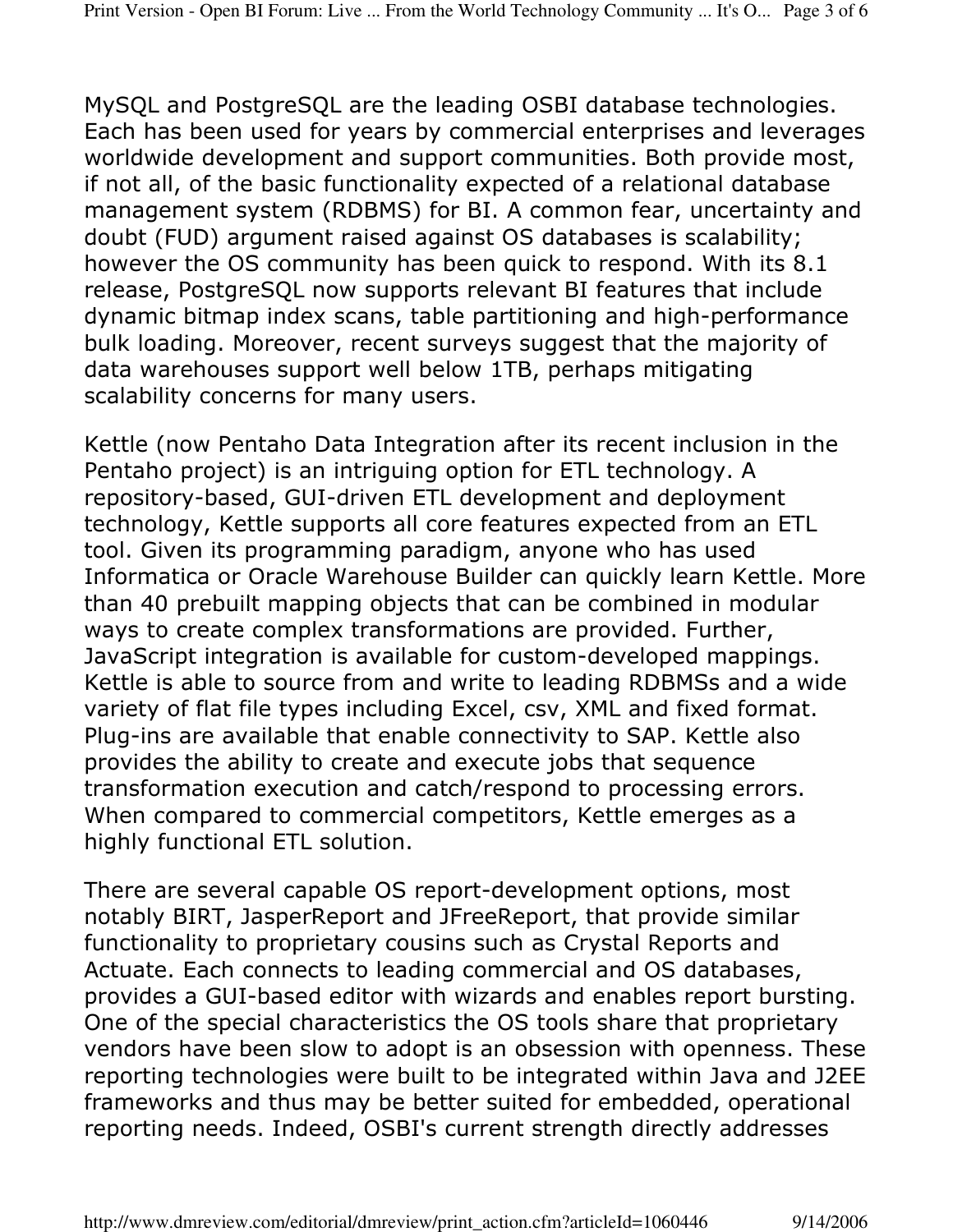MySQL and PostgreSQL are the leading OSBI database technologies. Each has been used for years by commercial enterprises and leverages worldwide development and support communities. Both provide most, if not all, of the basic functionality expected of a relational database management system (RDBMS) for BI. A common fear, uncertainty and doubt (FUD) argument raised against OS databases is scalability; however the OS community has been quick to respond. With its 8.1 release, PostgreSQL now supports relevant BI features that include dynamic bitmap index scans, table partitioning and high-performance bulk loading. Moreover, recent surveys suggest that the majority of data warehouses support well below 1TB, perhaps mitigating scalability concerns for many users.

Kettle (now Pentaho Data Integration after its recent inclusion in the Pentaho project) is an intriguing option for ETL technology. A repository-based, GUI-driven ETL development and deployment technology, Kettle supports all core features expected from an ETL tool. Given its programming paradigm, anyone who has used Informatica or Oracle Warehouse Builder can quickly learn Kettle. More than 40 prebuilt mapping objects that can be combined in modular ways to create complex transformations are provided. Further, JavaScript integration is available for custom-developed mappings. Kettle is able to source from and write to leading RDBMSs and a wide variety of flat file types including Excel, csv, XML and fixed format. Plug-ins are available that enable connectivity to SAP. Kettle also provides the ability to create and execute jobs that sequence transformation execution and catch/respond to processing errors. When compared to commercial competitors, Kettle emerges as a highly functional ETL solution.

There are several capable OS report-development options, most notably BIRT, JasperReport and JFreeReport, that provide similar functionality to proprietary cousins such as Crystal Reports and Actuate. Each connects to leading commercial and OS databases, provides a GUI-based editor with wizards and enables report bursting. One of the special characteristics the OS tools share that proprietary vendors have been slow to adopt is an obsession with openness. These reporting technologies were built to be integrated within Java and J2EE frameworks and thus may be better suited for embedded, operational reporting needs. Indeed, OSBI's current strength directly addresses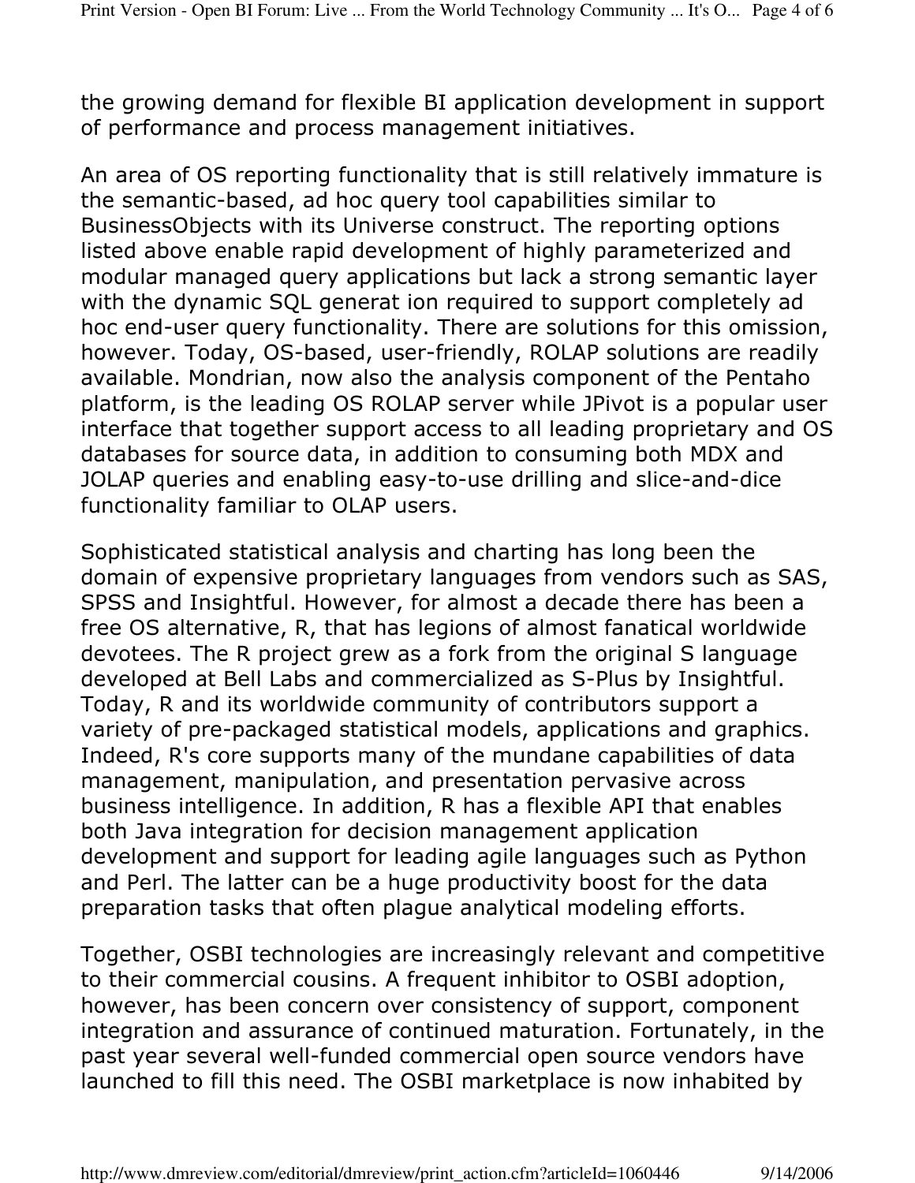the growing demand for flexible BI application development in support of performance and process management initiatives.

An area of OS reporting functionality that is still relatively immature is the semantic-based, ad hoc query tool capabilities similar to BusinessObjects with its Universe construct. The reporting options listed above enable rapid development of highly parameterized and modular managed query applications but lack a strong semantic layer with the dynamic SQL generat ion required to support completely ad hoc end-user query functionality. There are solutions for this omission, however. Today, OS-based, user-friendly, ROLAP solutions are readily available. Mondrian, now also the analysis component of the Pentaho platform, is the leading OS ROLAP server while JPivot is a popular user interface that together support access to all leading proprietary and OS databases for source data, in addition to consuming both MDX and JOLAP queries and enabling easy-to-use drilling and slice-and-dice functionality familiar to OLAP users.

Sophisticated statistical analysis and charting has long been the domain of expensive proprietary languages from vendors such as SAS, SPSS and Insightful. However, for almost a decade there has been a free OS alternative, R, that has legions of almost fanatical worldwide devotees. The R project grew as a fork from the original S language developed at Bell Labs and commercialized as S-Plus by Insightful. Today, R and its worldwide community of contributors support a variety of pre-packaged statistical models, applications and graphics. Indeed, R's core supports many of the mundane capabilities of data management, manipulation, and presentation pervasive across business intelligence. In addition, R has a flexible API that enables both Java integration for decision management application development and support for leading agile languages such as Python and Perl. The latter can be a huge productivity boost for the data preparation tasks that often plague analytical modeling efforts.

Together, OSBI technologies are increasingly relevant and competitive to their commercial cousins. A frequent inhibitor to OSBI adoption, however, has been concern over consistency of support, component integration and assurance of continued maturation. Fortunately, in the past year several well-funded commercial open source vendors have launched to fill this need. The OSBI marketplace is now inhabited by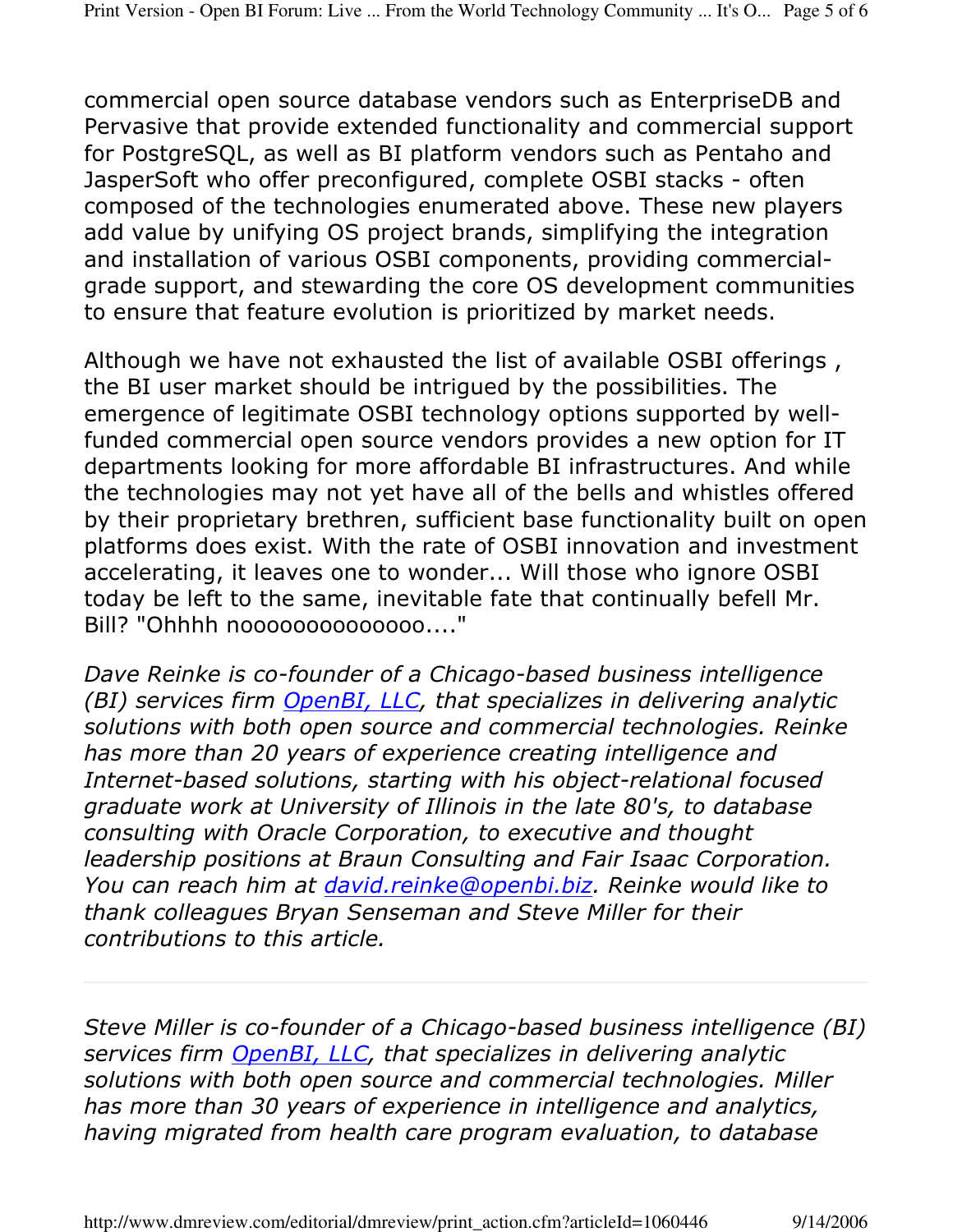commercial open source database vendors such as EnterpriseDB and Pervasive that provide extended functionality and commercial support for PostgreSQL, as well as BI platform vendors such as Pentaho and JasperSoft who offer preconfigured, complete OSBI stacks - often composed of the technologies enumerated above. These new players add value by unifying OS project brands, simplifying the integration and installation of various OSBI components, providing commercial-grade support, and stewarding the core OS development communities to ensure that feature evolution is prioritized by market needs.

Although we have not exhausted the list of available OSBI offerings , the BI user market should be intrigued by the possibilities. The emergence of legitimate OSBI technology options supported by well-funded commercial open source vendors provides a new option for IT departments looking for more affordable BI infrastructures. And while the technologies may not yet have all of the bells and whistles offered by their proprietary brethren, sufficient base functionality built on open platforms does exist. With the rate of OSBI innovation and investment accelerating, it leaves one to wonder... Will those who ignore OSBI today be left to the same, inevitable fate that continually befell Mr. Bill? "Ohhhh nooooooooooooo...."

*Dave Reinke is co-founder of a Chicago-based business intelligence (BI) services firm [OpenBI, LLC](), that specializes in delivering analytic solutions with both open source and commercial technologies. Reinke has more than 20 years of experience creating intelligence and Internet-based solutions, starting with his object-relational focused graduate work at University of Illinois in the late 80's, to database consulting with Oracle Corporation, to executive and thought leadership positions at Braun Consulting and Fair Isaac Corporation. You can reach him at [david.reinke@openbi.biz](mailto:david.reinke@openbi.biz). Reinke would like to thank colleagues Bryan Senseman and Steve Miller for their contributions to this article.*

---

*Steve Miller is co-founder of a Chicago-based business intelligence (BI) services firm [OpenBI, LLC](), that specializes in delivering analytic solutions with both open source and commercial technologies. Miller has more than 30 years of experience in intelligence and analytics, having migrated from health care program evaluation, to database*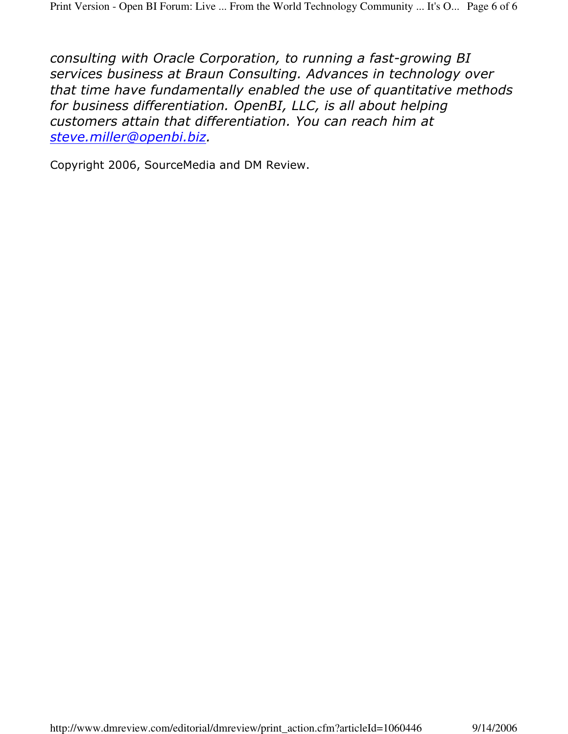*consulting with Oracle Corporation, to running a fast-growing BI services business at Braun Consulting. Advances in technology over that time have fundamentally enabled the use of quantitative methods for business differentiation. OpenBI, LLC, is all about helping customers attain that differentiation. You can reach him at [steve.miller@openbi.biz](mailto:steve.miller@openbi.biz).*

Copyright 2006, SourceMedia and DM Review.